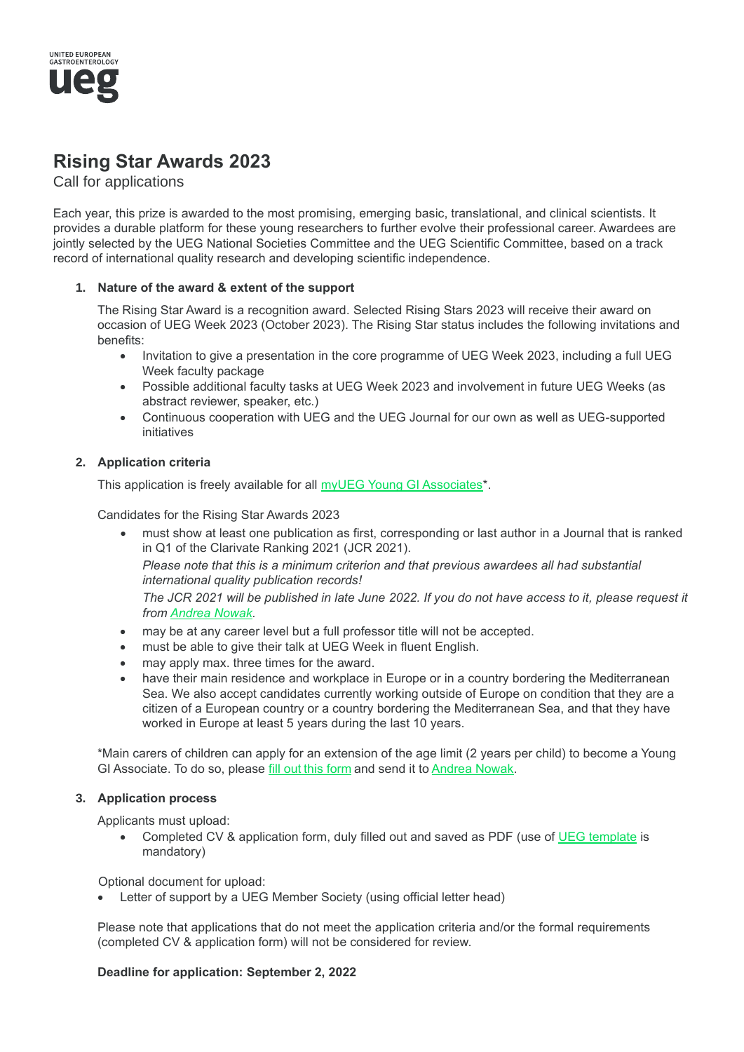UNITED EUROPEAN GASTROENTEROLOGY
**ueg**

# Rising Star Awards 2023

Call for applications

Each year, this prize is awarded to the most promising, emerging basic, translational, and clinical scientists. It provides a durable platform for these young researchers to further evolve their professional career. Awardees are jointly selected by the UEG National Societies Committee and the UEG Scientific Committee, based on a track record of international quality research and developing scientific independence.

1. **Nature of the award & extent of the support**

   The Rising Star Award is a recognition award. Selected Rising Stars 2023 will receive their award on occasion of UEG Week 2023 (October 2023). The Rising Star status includes the following invitations and benefits:
   - Invitation to give a presentation in the core programme of UEG Week 2023, including a full UEG Week faculty package
   - Possible additional faculty tasks at UEG Week 2023 and involvement in future UEG Weeks (as abstract reviewer, speaker, etc.)
   - Continuous cooperation with UEG and the UEG Journal for our own as well as UEG-supported initiatives

2. **Application criteria**

   This application is freely available for all myUEG Young GI Associates*.

   Candidates for the Rising Star Awards 2023
   - must show at least one publication as first, corresponding or last author in a Journal that is ranked in Q1 of the Clarivate Ranking 2021 (JCR 2021).
     *Please note that this is a minimum criterion and that previous awardees all had substantial international quality publication records!*
     *The JCR 2021 will be published in late June 2022. If you do not have access to it, please request it from Andrea Nowak.*
   - may be at any career level but a full professor title will not be accepted.
   - must be able to give their talk at UEG Week in fluent English.
   - may apply max. three times for the award.
   - have their main residence and workplace in Europe or in a country bordering the Mediterranean Sea. We also accept candidates currently working outside of Europe on condition that they are a citizen of a European country or a country bordering the Mediterranean Sea, and that they have worked in Europe at least 5 years during the last 10 years.

   *Main carers of children can apply for an extension of the age limit (2 years per child) to become a Young GI Associate. To do so, please fill out this form and send it to Andrea Nowak.

3. **Application process**

   Applicants must upload:
   - Completed CV & application form, duly filled out and saved as PDF (use of UEG template is mandatory)

   Optional document for upload:
   - Letter of support by a UEG Member Society (using official letter head)

   Please note that applications that do not meet the application criteria and/or the formal requirements (completed CV & application form) will not be considered for review.

   **Deadline for application: September 2, 2022**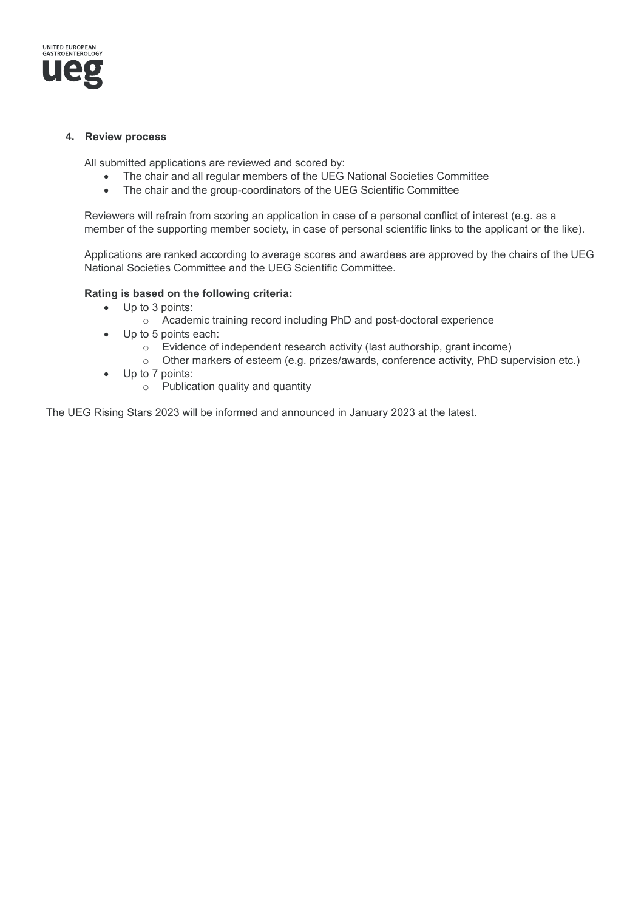## 4. Review process

All submitted applications are reviewed and scored by:

- The chair and all regular members of the UEG National Societies Committee
- The chair and the group-coordinators of the UEG Scientific Committee

Reviewers will refrain from scoring an application in case of a personal conflict of interest (e.g. as a member of the supporting member society, in case of personal scientific links to the applicant or the like).

Applications are ranked according to average scores and awardees are approved by the chairs of the UEG National Societies Committee and the UEG Scientific Committee.

**Rating is based on the following criteria:**

- Up to 3 points:
  - Academic training record including PhD and post-doctoral experience
- Up to 5 points each:
  - Evidence of independent research activity (last authorship, grant income)
  - Other markers of esteem (e.g. prizes/awards, conference activity, PhD supervision etc.)
- Up to 7 points:
  - Publication quality and quantity

The UEG Rising Stars 2023 will be informed and announced in January 2023 at the latest.